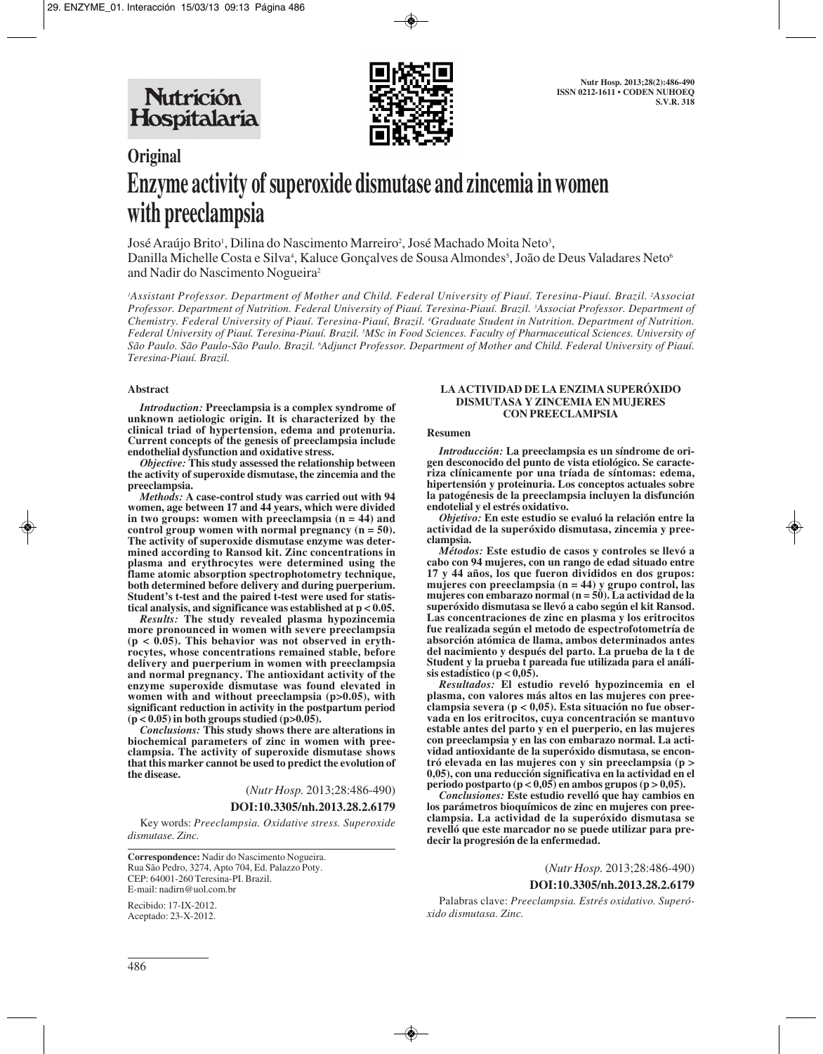**Original**

# Enzyme activity of superoxide dismutase and zincemia in women with preeclampsia

José Araújo Brito[1], Dilina do Nascimento Marreiro[2], José Machado Moita Neto[3], Danilla Michelle Costa e Silva[4], Kaluce Gonçalves de Sousa Almondes[5], João de Deus Valadares Neto[6] and Nadir do Nascimento Nogueira[2]

*[1]Assistant Professor. Department of Mother and Child. Federal University of Piauí. Teresina-Piauí. Brazil. [2]Associat Professor. Department of Nutrition. Federal University of Piauí. Teresina-Piauí. Brazil. [3]Associat Professor. Department of Chemistry. Federal University of Piauí. Teresina-Piauí, Brazil. [4]Graduate Student in Nutrition. Department of Nutrition. Federal University of Piauí. Teresina-Piauí. Brazil. [5]MSc in Food Sciences. Faculty of Pharmaceutical Sciences. University of São Paulo. São Paulo-São Paulo. Brazil. [6]Adjunct Professor. Department of Mother and Child. Federal University of Piauí. Teresina-Piauí. Brazil.*

### Abstract

***Introduction:*** **Preeclampsia is a complex syndrome of unknown aetiologic origin. It is characterized by the clinical triad of hypertension, edema and protenuria. Current concepts of the genesis of preeclampsia include endothelial dysfunction and oxidative stress.**

***Objective:*** **This study assessed the relationship between the activity of superoxide dismutase, the zincemia and the preeclampsia.**

***Methods:*** **A case-control study was carried out with 94 women, age between 17 and 44 years, which were divided in two groups: women with preeclampsia (n = 44) and control group women with normal pregnancy (n = 50). The activity of superoxide dismutase enzyme was determined according to Ransod kit. Zinc concentrations in plasma and erythrocytes were determined using the flame atomic absorption spectrophotometry technique, both determined before delivery and during puerperium. Student's t-test and the paired t-test were used for statistical analysis, and significance was established at $p < 0.05$.**

***Results:*** **The study revealed plasma hypozincemia more pronounced in women with severe preeclampsia ($p < 0.05$). This behavior was not observed in erythrocytes, whose concentrations remained stable, before delivery and puerperium in women with preeclampsia and normal pregnancy. The antioxidant activity of the enzyme superoxide dismutase was found elevated in women with and without preeclampsia ($p>0.05$), with significant reduction in activity in the postpartum period ($p < 0.05$) in both groups studied ($p>0.05$).**

***Conclusions:*** **This study shows there are alterations in biochemical parameters of zinc in women with preeclampsia. The activity of superoxide dismutase shows that this marker cannot be used to predict the evolution of the disease.**

(*Nutr Hosp.* 2013;28:486-490)

**DOI:10.3305/nh.2013.28.2.6179**

Key words: *Preeclampsia. Oxidative stress. Superoxide dismutase. Zinc.*

**Correspondence:** Nadir do Nascimento Nogueira.
Rua São Pedro, 3274, Apto 704, Ed. Palazzo Poty.
CEP: 64001-260 Teresina-PI. Brazil.
E-mail: nadirn@uol.com.br

Recibido: 17-IX-2012.
Aceptado: 23-X-2012.

### LA ACTIVIDAD DE LA ENZIMA SUPERÓXIDO DISMUTASA Y ZINCEMIA EN MUJERES CON PREECLAMPSIA

### Resumen

***Introducción:*** **La preeclampsia es un síndrome de origen desconocido del punto de vista etiológico. Se caracteriza clínicamente por una tríada de síntomas: edema, hipertensión y proteinuria. Los conceptos actuales sobre la patogénesis de la preeclampsia incluyen la disfunción endotelial y el estrés oxidativo.**

***Objetivo:*** **En este estudio se evaluó la relación entre la actividad de la superóxido dismutasa, zincemia y preeclampsia.**

***Métodos:*** **Este estudio de casos y controles se llevó a cabo con 94 mujeres, con un rango de edad situado entre 17 y 44 años, los que fueron divididos en dos grupos: mujeres con preeclampsia (n = 44) y grupo control, las mujeres con embarazo normal (n = 50). La actividad de la superóxido dismutasa se llevó a cabo según el kit Ransod. Las concentraciones de zinc en plasma y los eritrocitos fue realizada según el metodo de espectrofotometría de absorción atómica de llama, ambos determinados antes del nacimiento y después del parto. La prueba de la t de Student y la prueba t pareada fue utilizada para el análisis estadístico ($p < 0,05$).**

***Resultados:*** **El estudio reveló hypozincemia en el plasma, con valores más altos en las mujeres con preeclampsia severa ($p < 0,05$). Esta situación no fue observada en los eritrocitos, cuya concentración se mantuvo estable antes del parto y en el puerperio, en las mujeres con preeclampsia y en las con embarazo normal. La actividad antioxidante de la superóxido dismutasa, se encontró elevada en las mujeres con y sin preeclampsia ($p > 0,05$), con una reducción significativa en la actividad en el periodo postparto ($p < 0,05$) en ambos grupos ($p > 0,05$).**

***Conclusiones:*** **Este estudio revelló que hay cambios en los parámetros bioquímicos de zinc en mujeres con preeclampsia. La actividad de la superóxido dismutasa se revelló que este marcador no se puede utilizar para predecir la progresión de la enfermedad.**

(*Nutr Hosp.* 2013;28:486-490)

**DOI:10.3305/nh.2013.28.2.6179**

Palabras clave: *Preeclampsia. Estrés oxidativo. Superóxido dismutasa. Zinc.*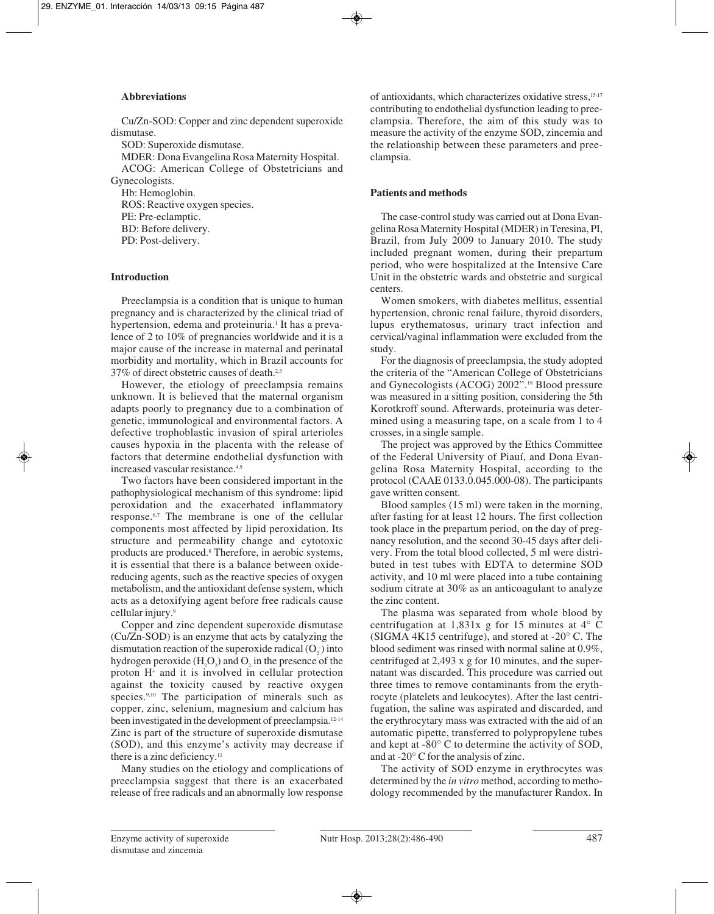### Abbreviations

Cu/Zn-SOD: Copper and zinc dependent superoxide dismutase.

SOD: Superoxide dismutase.

MDER: Dona Evangelina Rosa Maternity Hospital.

ACOG: American College of Obstetricians and Gynecologists.

Hb: Hemoglobin.

ROS: Reactive oxygen species.

PE: Pre-eclamptic.

BD: Before delivery.

PD: Post-delivery.

### Introduction

Preeclampsia is a condition that is unique to human pregnancy and is characterized by the clinical triad of hypertension, edema and proteinuria.[1] It has a prevalence of 2 to 10% of pregnancies worldwide and it is a major cause of the increase in maternal and perinatal morbidity and mortality, which in Brazil accounts for 37% of direct obstetric causes of death.[2,3]

However, the etiology of preeclampsia remains unknown. It is believed that the maternal organism adapts poorly to pregnancy due to a combination of genetic, immunological and environmental factors. A defective trophoblastic invasion of spiral arterioles causes hypoxia in the placenta with the release of factors that determine endothelial dysfunction with increased vascular resistance.[4,5]

Two factors have been considered important in the pathophysiological mechanism of this syndrome: lipid peroxidation and the exacerbated inflammatory response.[6,7] The membrane is one of the cellular components most affected by lipid peroxidation. Its structure and permeability change and cytotoxic products are produced.[8] Therefore, in aerobic systems, it is essential that there is a balance between oxide-reducing agents, such as the reactive species of oxygen metabolism, and the antioxidant defense system, which acts as a detoxifying agent before free radicals cause cellular injury.[9]

Copper and zinc dependent superoxide dismutase (Cu/Zn-SOD) is an enzyme that acts by catalyzing the dismutation reaction of the superoxide radical ($O_2^-$) into hydrogen peroxide ($H_2O_2$) and $O_2$ in the presence of the proton $H^+$ and it is involved in cellular protection against the toxicity caused by reactive oxygen species.[9,10] The participation of minerals such as copper, zinc, selenium, magnesium and calcium has been investigated in the development of preeclampsia.[12-14] Zinc is part of the structure of superoxide dismutase (SOD), and this enzyme's activity may decrease if there is a zinc deficiency.[11]

Many studies on the etiology and complications of preeclampsia suggest that there is an exacerbated release of free radicals and an abnormally low response of antioxidants, which characterizes oxidative stress,[15-17] contributing to endothelial dysfunction leading to preeclampsia. Therefore, the aim of this study was to measure the activity of the enzyme SOD, zincemia and the relationship between these parameters and preeclampsia.

### Patients and methods

The case-control study was carried out at Dona Evangelina Rosa Maternity Hospital (MDER) in Teresina, PI, Brazil, from July 2009 to January 2010. The study included pregnant women, during their prepartum period, who were hospitalized at the Intensive Care Unit in the obstetric wards and obstetric and surgical centers.

Women smokers, with diabetes mellitus, essential hypertension, chronic renal failure, thyroid disorders, lupus erythematosus, urinary tract infection and cervical/vaginal inflammation were excluded from the study.

For the diagnosis of preeclampsia, the study adopted the criteria of the "American College of Obstetricians and Gynecologists (ACOG) 2002".[18] Blood pressure was measured in a sitting position, considering the 5th Korotkoff sound. Afterwards, proteinuria was determined using a measuring tape, on a scale from 1 to 4 crosses, in a single sample.

The project was approved by the Ethics Committee of the Federal University of Piauí, and Dona Evangelina Rosa Maternity Hospital, according to the protocol (CAAE 0133.0.045.000-08). The participants gave written consent.

Blood samples (15 ml) were taken in the morning, after fasting for at least 12 hours. The first collection took place in the prepartum period, on the day of pregnancy resolution, and the second 30-45 days after delivery. From the total blood collected, 5 ml were distributed in test tubes with EDTA to determine SOD activity, and 10 ml were placed into a tube containing sodium citrate at 30% as an anticoagulant to analyze the zinc content.

The plasma was separated from whole blood by centrifugation at 1,831x g for 15 minutes at 4° C (SIGMA 4K15 centrifuge), and stored at -20° C. The blood sediment was rinsed with normal saline at 0.9%, centrifuged at 2,493 x g for 10 minutes, and the supernatant was discarded. This procedure was carried out three times to remove contaminants from the erythrocyte (platelets and leukocytes). After the last centrifugation, the saline was aspirated and discarded, and the erythrocytary mass was extracted with the aid of an automatic pipette, transferred to polypropylene tubes and kept at -80° C to determine the activity of SOD, and at -20° C for the analysis of zinc.

The activity of SOD enzyme in erythrocytes was determined by the *in vitro* method, according to methodology recommended by the manufacturer Randox. In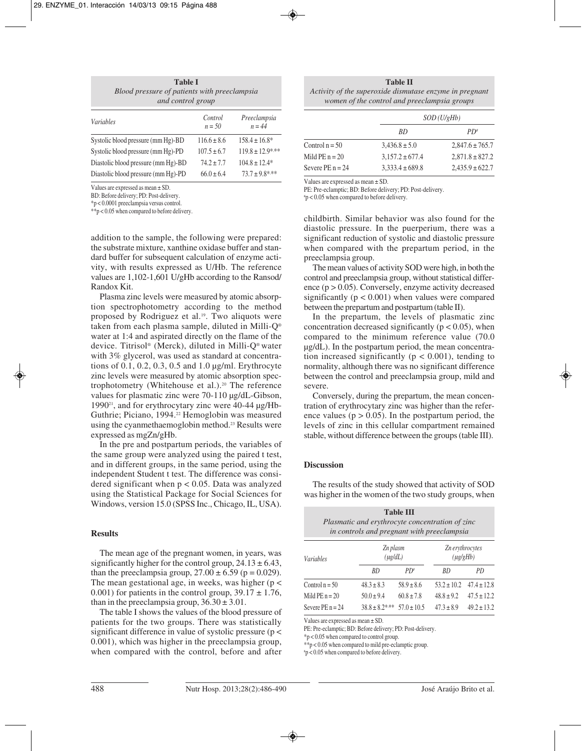**Table I**
*Blood pressure of patients with preeclampsia and control group*

| *Variables* | *Control n = 50* | *Preeclampsia n = 44* |
|---|---|---|
| Systolic blood pressure (mm Hg)-BD | 116.6 ± 8.6 | 158.4 ± 16.8* |
| Systolic blood pressure (mm Hg)-PD | 107.5 ± 6.7 | 119.8 ± 12.9*,** |
| Diastolic blood pressure (mm Hg)-BD | 74.2 ± 7.7 | 104.8 ± 12.4* |
| Diastolic blood pressure (mm Hg)-PD | 66.0 ± 6.4 | 73.7 ± 9.8*,** |

Values are expressed as mean ± SD.
BD: Before delivery; PD: Post-delivery.
*p < 0.0001 preeclampsia versus control.
**p < 0.05 when compared to before delivery.

addition to the sample, the following were prepared: the substrate mixture, xanthine oxidase buffer and standard buffer for subsequent calculation of enzyme activity, with results expressed as U/Hb. The reference values are 1,102-1,601 U/gHb according to the Ransod/Randox Kit.

Plasma zinc levels were measured by atomic absorption spectrophotometry according to the method proposed by Rodriguez et al.[19]. Two aliquots were taken from each plasma sample, diluted in Milli-Q® water at 1:4 and aspirated directly on the flame of the device. Titrisol® (Merck), diluted in Milli-Q® water with 3% glycerol, was used as standard at concentrations of 0.1, 0.2, 0.3, 0.5 and 1.0 µg/ml. Erythrocyte zinc levels were measured by atomic absorption spectrophotometry (Whitehouse et al.).[20] The reference values for plasmatic zinc were 70-110 µg/dL-Gibson, 1990[21], and for erythrocytary zinc were 40-44 µg/Hb-Guthrie; Piciano, 1994.[22] Hemoglobin was measured using the cyanmethaemoglobin method.[23] Results were expressed as mgZn/gHb.

In the pre and postpartum periods, the variables of the same group were analyzed using the paired t test, and in different groups, in the same period, using the independent Student t test. The difference was considered significant when $p < 0.05$. Data was analyzed using the Statistical Package for Social Sciences for Windows, version 15.0 (SPSS Inc., Chicago, IL, USA).

## Results

The mean age of the pregnant women, in years, was significantly higher for the control group, 24.13 ± 6.43, than the preeclampsia group, 27.00 ± 6.59 ($p = 0.029$). The mean gestational age, in weeks, was higher ($p < 0.001$) for patients in the control group, 39.17 ± 1.76, than in the preeclampsia group, 36.30 ± 3.01.

The table I shows the values of the blood pressure of patients for the two groups. There was statistically significant difference in value of systolic pressure ($p < 0.001$), which was higher in the preeclampsia group, when compared with the control, before and after childbirth. Similar behavior was also found for the diastolic pressure. In the puerperium, there was a significant reduction of systolic and diastolic pressure when compared with the prepartum period, in the preeclampsia group.

**Table II**
*Activity of the superoxide dismutase enzyme in pregnant women of the control and preeclampsia groups*

| | *SOD (U/gHb)* | |
|---|---|---|
| | *BD* | *PD*# |
| Control n = 50 | 3,436.8 ± 5.0 | 2,847.6 ± 765.7 |
| Mild PE n = 20 | 3,157.2 ± 677.4 | 2,871.8 ± 827.2 |
| Severe PE n = 24 | 3,333.4 ± 689.8 | 2,435.9 ± 622.7 |

Values are expressed as mean ± SD.
PE: Pre-eclamptic; BD: Before delivery; PD: Post-delivery.
#p < 0.05 when compared to before delivery.

The mean values of activity SOD were high, in both the control and preeclampsia group, without statistical difference ($p > 0.05$). Conversely, enzyme activity decreased significantly ($p < 0.001$) when values were compared between the prepartum and postpartum (table II).

In the prepartum, the levels of plasmatic zinc concentration decreased significantly ($p < 0.05$), when compared to the minimum reference value (70.0 µg/dL). In the postpartum period, the mean concentration increased significantly ($p < 0.001$), tending to normality, although there was no significant difference between the control and preeclampsia group, mild and severe.

Conversely, during the prepartum, the mean concentration of erythrocytary zinc was higher than the reference values ($p > 0.05$). In the postpartum period, the levels of zinc in this cellular compartment remained stable, without difference between the groups (table III).

## Discussion

The results of the study showed that activity of SOD was higher in the women of the two study groups, when

**Table III**
*Plasmatic and erythrocyte concentration of zinc in controls and pregnant with preeclampsia*

| *Variables* | *Zn plasm (µg/dL)* | | *Zn erythrocytes (µg/gHb)* | |
|---|---|---|---|---|
| | *BD* | *PD*# | *BD* | *PD* |
| Control n = 50 | 48.3 ± 8.3 | 58.9 ± 8.6 | 53.2 ± 10.2 | 47.4 ± 12.8 |
| Mild PE n = 20 | 50.0 ± 9.4 | 60.8 ± 7.8 | 48.8 ± 9.2 | 47.5 ± 12.2 |
| Severe PE n = 24 | 38.8 ± 8.2*,** | 57.0 ± 10.5 | 47.3 ± 8.9 | 49.2 ± 13.2 |

Values are expressed as mean ± SD.
PE: Pre-eclamptic; BD: Before delivery; PD: Post-delivery.
*p < 0.05 when compared to control group.
**p < 0.05 when compared to mild pre-eclamptic group.
#p < 0.05 when compared to before delivery.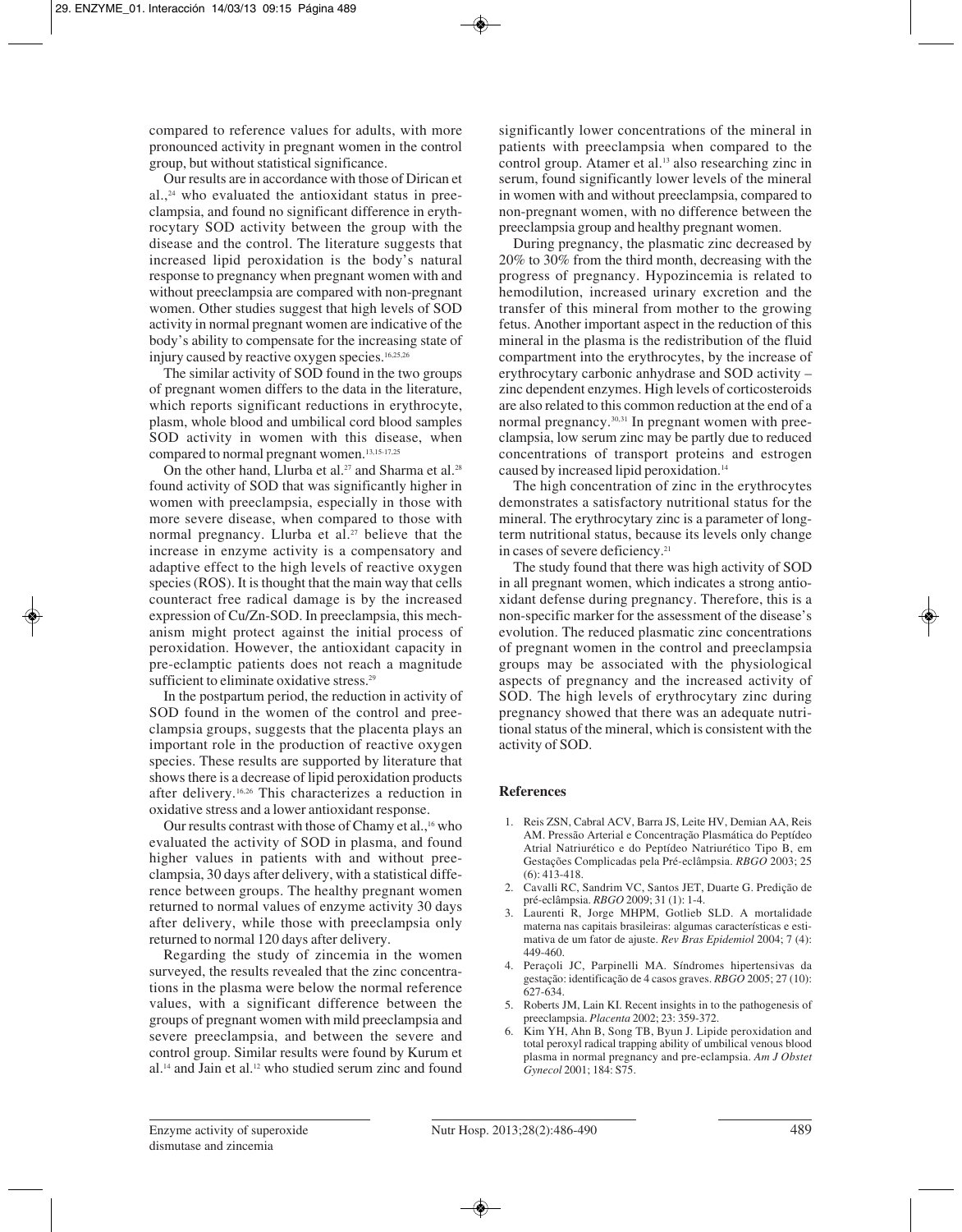compared to reference values for adults, with more pronounced activity in pregnant women in the control group, but without statistical significance.

Our results are in accordance with those of Dirican et al.,[24] who evaluated the antioxidant status in preeclampsia, and found no significant difference in erythrocytary SOD activity between the group with the disease and the control. The literature suggests that increased lipid peroxidation is the body's natural response to pregnancy when pregnant women with and without preeclampsia are compared with non-pregnant women. Other studies suggest that high levels of SOD activity in normal pregnant women are indicative of the body's ability to compensate for the increasing state of injury caused by reactive oxygen species.[16,25,26]

The similar activity of SOD found in the two groups of pregnant women differs to the data in the literature, which reports significant reductions in erythrocyte, plasm, whole blood and umbilical cord blood samples SOD activity in women with this disease, when compared to normal pregnant women.[13,15-17,25]

On the other hand, Llurba et al.[27] and Sharma et al.[28] found activity of SOD that was significantly higher in women with preeclampsia, especially in those with more severe disease, when compared to those with normal pregnancy. Llurba et al.[27] believe that the increase in enzyme activity is a compensatory and adaptive effect to the high levels of reactive oxygen species (ROS). It is thought that the main way that cells counteract free radical damage is by the increased expression of Cu/Zn-SOD. In preeclampsia, this mechanism might protect against the initial process of peroxidation. However, the antioxidant capacity in pre-eclamptic patients does not reach a magnitude sufficient to eliminate oxidative stress.[29]

In the postpartum period, the reduction in activity of SOD found in the women of the control and preeclampsia groups, suggests that the placenta plays an important role in the production of reactive oxygen species. These results are supported by literature that shows there is a decrease of lipid peroxidation products after delivery.[16,26] This characterizes a reduction in oxidative stress and a lower antioxidant response.

Our results contrast with those of Chamy et al.,[16] who evaluated the activity of SOD in plasma, and found higher values in patients with and without preeclampsia, 30 days after delivery, with a statistical difference between groups. The healthy pregnant women returned to normal values of enzyme activity 30 days after delivery, while those with preeclampsia only returned to normal 120 days after delivery.

Regarding the study of zincemia in the women surveyed, the results revealed that the zinc concentrations in the plasma were below the normal reference values, with a significant difference between the groups of pregnant women with mild preeclampsia and severe preeclampsia, and between the severe and control group. Similar results were found by Kurum et al.[14] and Jain et al.[12] who studied serum zinc and found significantly lower concentrations of the mineral in patients with preeclampsia when compared to the control group. Atamer et al.[13] also researching zinc in serum, found significantly lower levels of the mineral in women with and without preeclampsia, compared to non-pregnant women, with no difference between the preeclampsia group and healthy pregnant women.

During pregnancy, the plasmatic zinc decreased by 20% to 30% from the third month, decreasing with the progress of pregnancy. Hypozincemia is related to hemodilution, increased urinary excretion and the transfer of this mineral from mother to the growing fetus. Another important aspect in the reduction of this mineral in the plasma is the redistribution of the fluid compartment into the erythrocytes, by the increase of erythrocytary carbonic anhydrase and SOD activity – zinc dependent enzymes. High levels of corticosteroids are also related to this common reduction at the end of a normal pregnancy.[30,31] In pregnant women with preeclampsia, low serum zinc may be partly due to reduced concentrations of transport proteins and estrogen caused by increased lipid peroxidation.[14]

The high concentration of zinc in the erythrocytes demonstrates a satisfactory nutritional status for the mineral. The erythrocytary zinc is a parameter of long-term nutritional status, because its levels only change in cases of severe deficiency.[21]

The study found that there was high activity of SOD in all pregnant women, which indicates a strong antioxidant defense during pregnancy. Therefore, this is a non-specific marker for the assessment of the disease's evolution. The reduced plasmatic zinc concentrations of pregnant women in the control and preeclampsia groups may be associated with the physiological aspects of pregnancy and the increased activity of SOD. The high levels of erythrocytary zinc during pregnancy showed that there was an adequate nutritional status of the mineral, which is consistent with the activity of SOD.

## References

1. Reis ZSN, Cabral ACV, Barra JS, Leite HV, Demian AA, Reis AM. Pressão Arterial e Concentração Plasmática do Peptídeo Atrial Natriurético e do Peptídeo Natriurético Tipo B, em Gestações Complicadas pela Pré-eclâmpsia. *RBGO* 2003; 25 (6): 413-418.
2. Cavalli RC, Sandrim VC, Santos JET, Duarte G. Predição de pré-eclâmpsia. *RBGO* 2009; 31 (1): 1-4.
3. Laurenti R, Jorge MHPM, Gotlieb SLD. A mortalidade materna nas capitais brasileiras: algumas características e estimativa de um fator de ajuste. *Rev Bras Epidemiol* 2004; 7 (4): 449-460.
4. Peraçoli JC, Parpinelli MA. Síndromes hipertensivas da gestação: identificação de 4 casos graves. *RBGO* 2005; 27 (10): 627-634.
5. Roberts JM, Lain KI. Recent insights in to the pathogenesis of preeclampsia. *Placenta* 2002; 23: 359-372.
6. Kim YH, Ahn B, Song TB, Byun J. Lipide peroxidation and total peroxyl radical trapping ability of umbilical venous blood plasma in normal pregnancy and pre-eclampsia. *Am J Obstet Gynecol* 2001; 184: S75.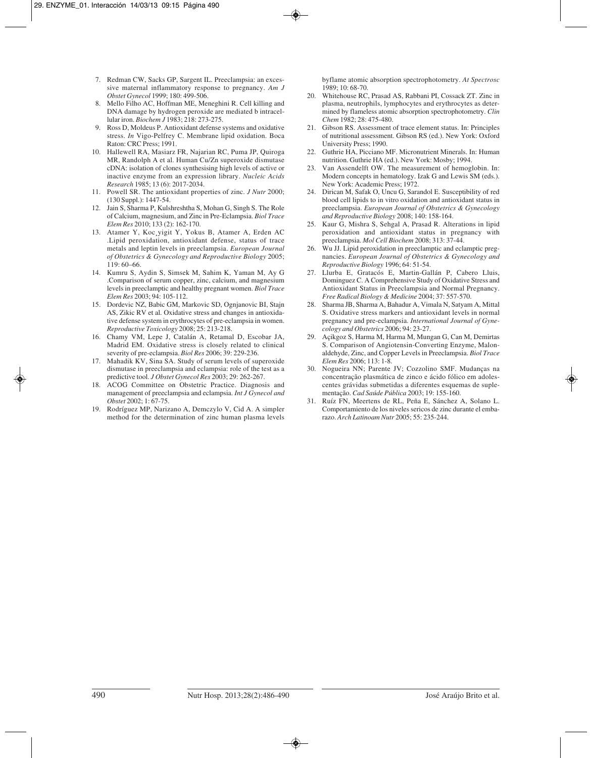7. Redman CW, Sacks GP, Sargent IL. Preeclampsia: an excessive maternal inflammatory response to pregnancy. *Am J Obstet Gynecol* 1999; 180: 499-506.
8. Mello Filho AC, Hoffman ME, Meneghini R. Cell killing and DNA damage by hydrogen peroxide are mediated b intracellular iron. *Biochem J* 1983; 218: 273-275.
9. Ross D, Moldeus P. Antioxidant defense systems and oxidative stress. *In* Vigo-Pelfrey C. Membrane lipid oxidation. Boca Raton: CRC Press; 1991.
10. Hallewell RA, Masiarz FR, Najarian RC, Puma JP, Quiroga MR, Randolph A et al. Human Cu/Zn superoxide dismutase cDNA: isolation of clones synthesising high levels of active or inactive enzyme from an expression library. *Nucleic Acids Research* 1985; 13 (6): 2017-2034.
11. Powell SR. The antioxidant properties of zinc. *J Nutr* 2000; (130 Suppl.): 1447-54.
12. Jain S, Sharma P, Kulshreshtha S, Mohan G, Singh S. The Role of Calcium, magnesium, and Zinc in Pre-Eclampsia. *Biol Trace Elem Res* 2010; 133 (2): 162-170.
13. Atamer Y, Koc¸yigit Y, Yokus B, Atamer A, Erden AC .Lipid peroxidation, antioxidant defense, status of trace metals and leptin levels in preeclampsia. *European Journal of Obstetrics & Gynecology and Reproductive Biology* 2005; 119: 60–66.
14. Kumru S, Aydin S, Simsek M, Sahim K, Yaman M, Ay G .Comparison of serum copper, zinc, calcium, and magnesium levels in preeclamptic and healthy pregnant women. *Biol Trace Elem Res* 2003; 94: 105-112.
15. Dordevic NZ, Babic GM, Markovic SD, Ognjanovic BI, Stajn AS, Zikic RV et al. Oxidative stress and changes in antioxidative defense system in erythrocytes of pre-eclampsia in women. *Reproductive Toxicology* 2008; 25: 213-218.
16. Chamy VM, Lepe J, Catalán A, Retamal D, Escobar JA, Madrid EM. Oxidative stress is closely related to clinical severity of pre-eclampsia. *Biol Res* 2006; 39: 229-236.
17. Mahadik KV, Sina SA. Study of serum levels of superoxide dismutase in preeclampsia and eclampsia: role of the test as a predictive tool. *J Obstet Gynecol Res* 2003; 29: 262-267.
18. ACOG Committee on Obstetric Practice. Diagnosis and management of preeclampsia and eclampsia. *Int J Gynecol and Obstet* 2002; 1: 67-75.
19. Rodríguez MP, Narizano A, Demczylo V, Cid A. A simpler method for the determination of zinc human plasma levels byflame atomic absorption spectrophotometry. *At Spectrosc* 1989; 10: 68-70.
20. Whitehouse RC, Prasad AS, Rabbani PI, Cossack ZT. Zinc in plasma, neutrophils, lymphocytes and erythrocytes as determined by flameless atomic absorption spectrophotometry. *Clin Chem* 1982; 28: 475-480.
21. Gibson RS. Assessment of trace element status. In: Principles of nutritional assessment. Gibson RS (ed.). New York: Oxford University Press; 1990.
22. Guthrie HA, Picciano MF. Micronutrient Minerals. In: Human nutrition. Guthrie HA (ed.). New York: Mosby; 1994.
23. Van Assendelft OW. The measurement of hemoglobin. In: Modern concepts in hematology. Izak G and Lewis SM (eds.). New York: Academic Press; 1972.
24. Dirican M, Safak O, Uncu G, Sarandol E. Susceptibility of red blood cell lipids to in vitro oxidation and antioxidant status in preeclampsia. *European Journal of Obstetrics & Gynecology and Reproductive Biology* 2008; 140: 158-164.
25. Kaur G, Mishra S, Sehgal A, Prasad R. Alterations in lipid peroxidation and antioxidant status in pregnancy with preeclampsia. *Mol Cell Biochem* 2008; 313: 37-44.
26. Wu JJ. Lipid peroxidation in preeclamptic and eclamptic pregnancies. *European Journal of Obstetrics & Gynecology and Reproductive Biology* 1996; 64: 51-54.
27. Llurba E, Gratacós E, Martin-Gallán P, Cabero Lluis, Dominguez C. A Comprehensive Study of Oxidative Stress and Antioxidant Status in Preeclampsia and Normal Pregnancy. *Free Radical Biology & Medicine* 2004; 37: 557-570.
28. Sharma JB, Sharma A, Bahadur A, Vimala N, Satyam A, Mittal S. Oxidative stress markers and antioxidant levels in normal pregnancy and pre-eclampsia. *International Journal of Gynecology and Obstetrics* 2006; 94: 23-27.
29. Açikgoz S, Harma M, Harma M, Mungan G, Can M, Demirtas S. Comparison of Angiotensin-Converting Enzyme, Malonaldehyde, Zinc, and Copper Levels in Preeclampsia. *Biol Trace Elem Res* 2006; 113: 1-8.
30. Nogueira NN; Parente JV; Cozzolino SMF. Mudanças na concentração plasmática de zinco e ácido fólico em adolescentes grávidas submetidas a diferentes esquemas de suplementação. *Cad Saúde Pública* 2003; 19: 155-160.
31. Ruíz FN, Meertens de RL, Peña E, Sánchez A, Solano L. Comportamiento de los niveles sericos de zinc durante el embarazo. *Arch Latinoam Nutr* 2005; 55: 235-244.